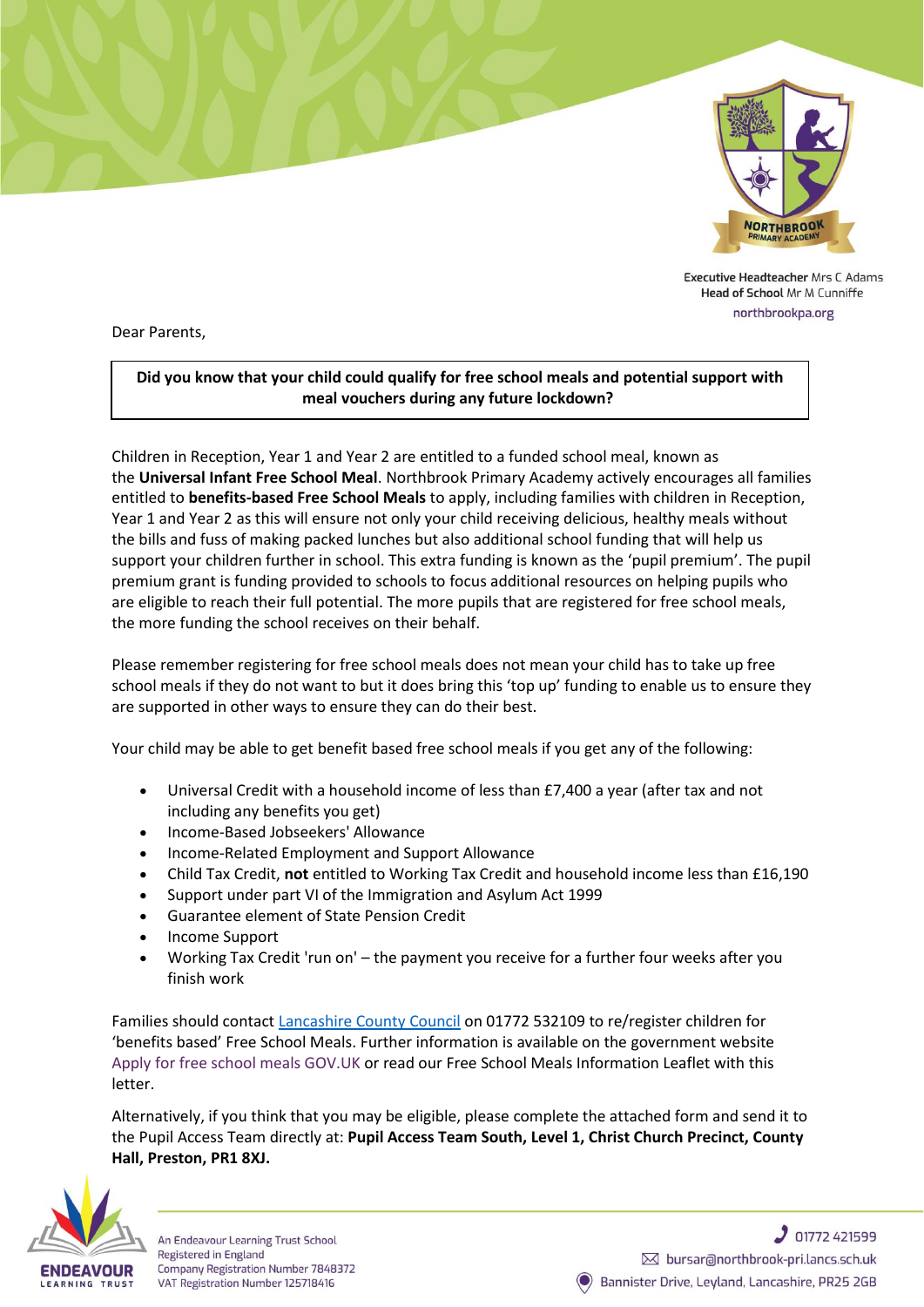Executive Headteacher Mrs C Adams
Head of School Mr M Cunniffe
northbrookpa.org

Dear Parents,

**Did you know that your child could qualify for free school meals and potential support with meal vouchers during any future lockdown?**

Children in Reception, Year 1 and Year 2 are entitled to a funded school meal, known as the **Universal Infant Free School Meal**. Northbrook Primary Academy actively encourages all families entitled to **benefits-based Free School Meals** to apply, including families with children in Reception, Year 1 and Year 2 as this will ensure not only your child receiving delicious, healthy meals without the bills and fuss of making packed lunches but also additional school funding that will help us support your children further in school. This extra funding is known as the 'pupil premium'. The pupil premium grant is funding provided to schools to focus additional resources on helping pupils who are eligible to reach their full potential. The more pupils that are registered for free school meals, the more funding the school receives on their behalf.

Please remember registering for free school meals does not mean your child has to take up free school meals if they do not want to but it does bring this 'top up' funding to enable us to ensure they are supported in other ways to ensure they can do their best.

Your child may be able to get benefit based free school meals if you get any of the following:

- Universal Credit with a household income of less than £7,400 a year (after tax and not including any benefits you get)
- Income-Based Jobseekers' Allowance
- Income-Related Employment and Support Allowance
- Child Tax Credit, **not** entitled to Working Tax Credit and household income less than £16,190
- Support under part VI of the Immigration and Asylum Act 1999
- Guarantee element of State Pension Credit
- Income Support
- Working Tax Credit 'run on' – the payment you receive for a further four weeks after you finish work

Families should contact Lancashire County Council on 01772 532109 to re/register children for 'benefits based' Free School Meals. Further information is available on the government website Apply for free school meals GOV.UK or read our Free School Meals Information Leaflet with this letter.

Alternatively, if you think that you may be eligible, please complete the attached form and send it to the Pupil Access Team directly at: **Pupil Access Team South, Level 1, Christ Church Precinct, County Hall, Preston, PR1 8XJ.**

An Endeavour Learning Trust School
Registered in England
Company Registration Number 7848372
VAT Registration Number 125718416

01772 421599
bursar@northbrook-pri.lancs.sch.uk
Bannister Drive, Leyland, Lancashire, PR25 2GB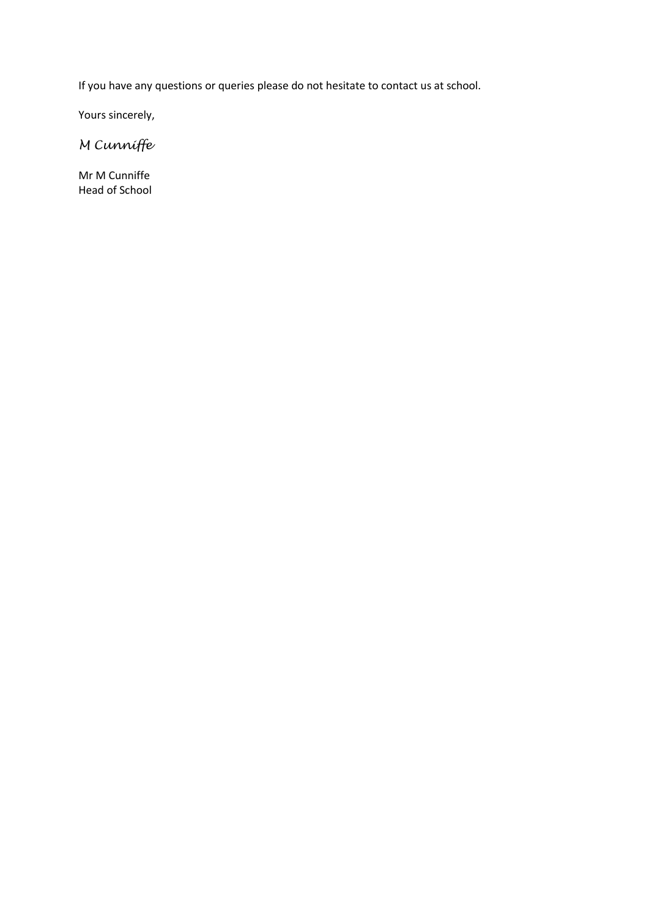If you have any questions or queries please do not hesitate to contact us at school.

Yours sincerely,

*M Cunniffe*

Mr M Cunniffe
Head of School